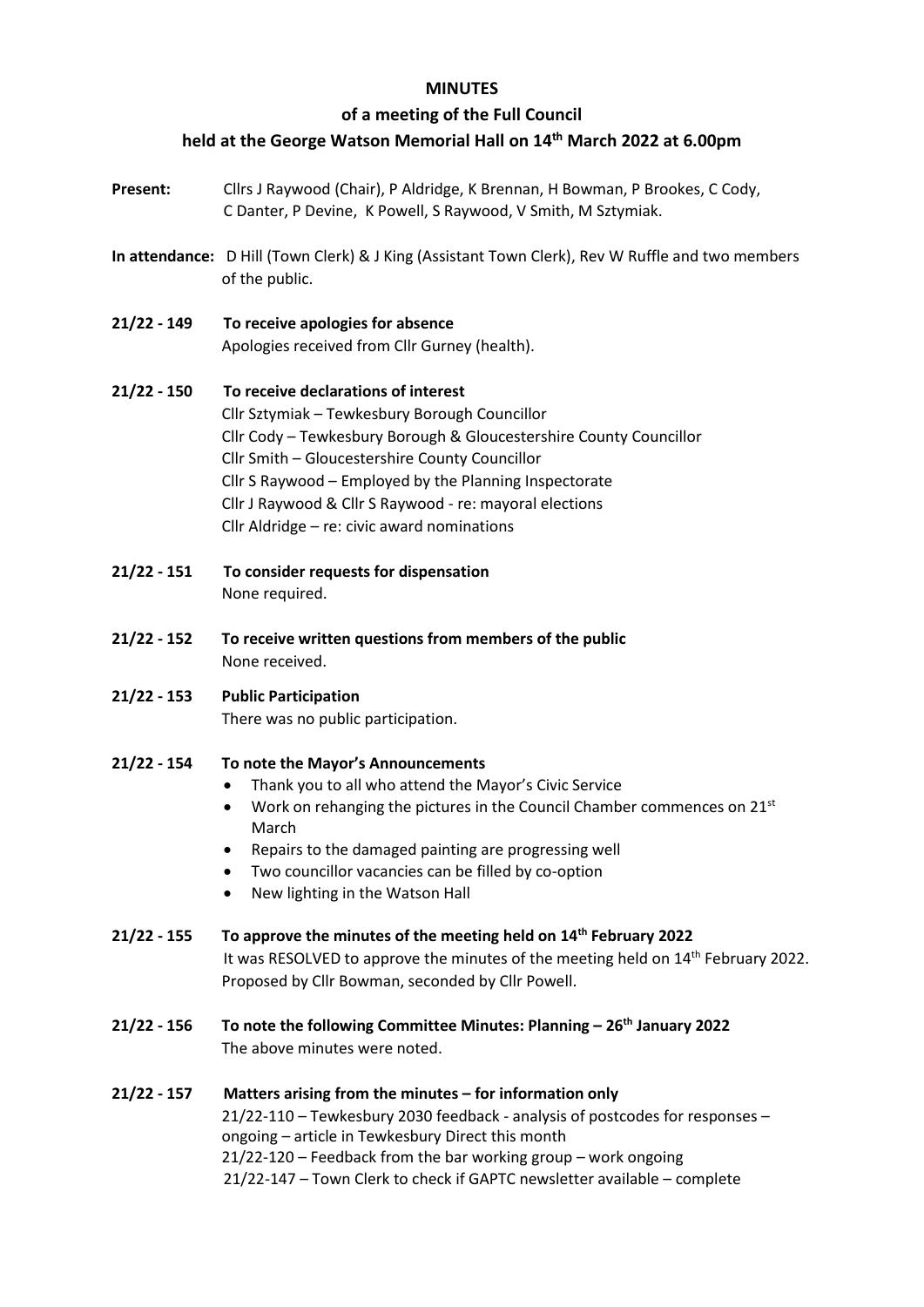**MINUTES**

**of a meeting of the Full Council**

**held at the George Watson Memorial Hall on 14th March 2022 at 6.00pm**

**Present:** Cllrs J Raywood (Chair), P Aldridge, K Brennan, H Bowman, P Brookes, C Cody, C Danter, P Devine, K Powell, S Raywood, V Smith, M Sztymiak.

**In attendance:** D Hill (Town Clerk) & J King (Assistant Town Clerk), Rev W Ruffle and two members of the public.

**21/22 - 149 To receive apologies for absence**

Apologies received from Cllr Gurney (health).

**21/22 - 150 To receive declarations of interest**

Cllr Sztymiak – Tewkesbury Borough Councillor
Cllr Cody – Tewkesbury Borough & Gloucestershire County Councillor
Cllr Smith – Gloucestershire County Councillor
Cllr S Raywood – Employed by the Planning Inspectorate
Cllr J Raywood & Cllr S Raywood - re: mayoral elections
Cllr Aldridge – re: civic award nominations

**21/22 - 151 To consider requests for dispensation**

None required.

**21/22 - 152 To receive written questions from members of the public**

None received.

**21/22 - 153 Public Participation**

There was no public participation.

**21/22 - 154 To note the Mayor's Announcements**

- Thank you to all who attend the Mayor's Civic Service
- Work on rehanging the pictures in the Council Chamber commences on 21st March
- Repairs to the damaged painting are progressing well
- Two councillor vacancies can be filled by co-option
- New lighting in the Watson Hall

**21/22 - 155 To approve the minutes of the meeting held on 14th February 2022**

It was RESOLVED to approve the minutes of the meeting held on 14th February 2022. Proposed by Cllr Bowman, seconded by Cllr Powell.

**21/22 - 156 To note the following Committee Minutes: Planning – 26th January 2022**

The above minutes were noted.

**21/22 - 157 Matters arising from the minutes – for information only**

21/22-110 – Tewkesbury 2030 feedback - analysis of postcodes for responses – ongoing – article in Tewkesbury Direct this month
21/22-120 – Feedback from the bar working group – work ongoing
21/22-147 – Town Clerk to check if GAPTC newsletter available – complete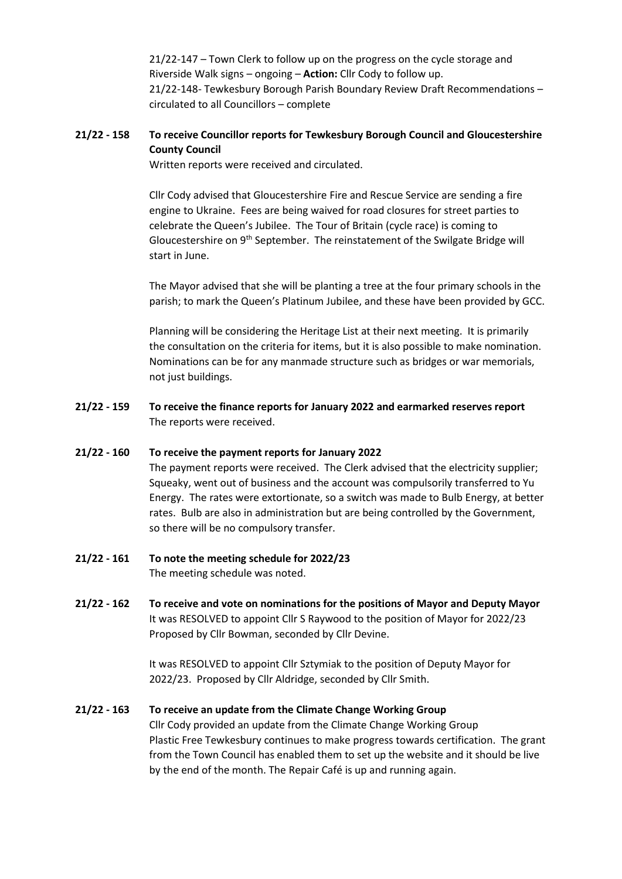21/22-147 – Town Clerk to follow up on the progress on the cycle storage and Riverside Walk signs – ongoing – **Action:** Cllr Cody to follow up.
21/22-148- Tewkesbury Borough Parish Boundary Review Draft Recommendations – circulated to all Councillors – complete

**21/22 - 158 To receive Councillor reports for Tewkesbury Borough Council and Gloucestershire County Council**

Written reports were received and circulated.

Cllr Cody advised that Gloucestershire Fire and Rescue Service are sending a fire engine to Ukraine. Fees are being waived for road closures for street parties to celebrate the Queen's Jubilee. The Tour of Britain (cycle race) is coming to Gloucestershire on 9th September. The reinstatement of the Swilgate Bridge will start in June.

The Mayor advised that she will be planting a tree at the four primary schools in the parish; to mark the Queen's Platinum Jubilee, and these have been provided by GCC.

Planning will be considering the Heritage List at their next meeting. It is primarily the consultation on the criteria for items, but it is also possible to make nomination. Nominations can be for any manmade structure such as bridges or war memorials, not just buildings.

**21/22 - 159 To receive the finance reports for January 2022 and earmarked reserves report**

The reports were received.

**21/22 - 160 To receive the payment reports for January 2022**

The payment reports were received. The Clerk advised that the electricity supplier; Squeaky, went out of business and the account was compulsorily transferred to Yu Energy. The rates were extortionate, so a switch was made to Bulb Energy, at better rates. Bulb are also in administration but are being controlled by the Government, so there will be no compulsory transfer.

**21/22 - 161 To note the meeting schedule for 2022/23**

The meeting schedule was noted.

**21/22 - 162 To receive and vote on nominations for the positions of Mayor and Deputy Mayor**

It was RESOLVED to appoint Cllr S Raywood to the position of Mayor for 2022/23 Proposed by Cllr Bowman, seconded by Cllr Devine.

It was RESOLVED to appoint Cllr Sztymiak to the position of Deputy Mayor for 2022/23. Proposed by Cllr Aldridge, seconded by Cllr Smith.

**21/22 - 163 To receive an update from the Climate Change Working Group**

Cllr Cody provided an update from the Climate Change Working Group
Plastic Free Tewkesbury continues to make progress towards certification. The grant from the Town Council has enabled them to set up the website and it should be live by the end of the month. The Repair Café is up and running again.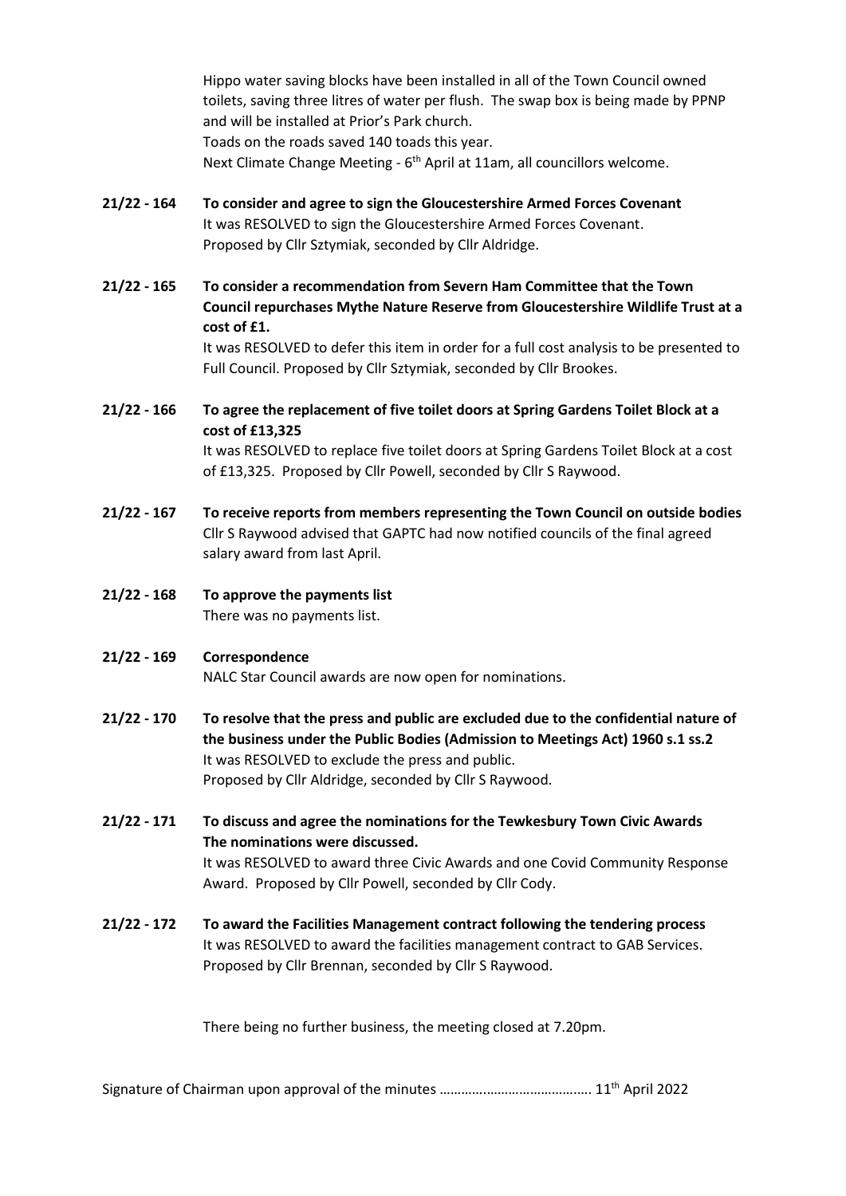Hippo water saving blocks have been installed in all of the Town Council owned toilets, saving three litres of water per flush. The swap box is being made by PPNP and will be installed at Prior's Park church.
Toads on the roads saved 140 toads this year.
Next Climate Change Meeting - 6th April at 11am, all councillors welcome.

**21/22 - 164 To consider and agree to sign the Gloucestershire Armed Forces Covenant**
It was RESOLVED to sign the Gloucestershire Armed Forces Covenant.
Proposed by Cllr Sztymiak, seconded by Cllr Aldridge.

**21/22 - 165 To consider a recommendation from Severn Ham Committee that the Town Council repurchases Mythe Nature Reserve from Gloucestershire Wildlife Trust at a cost of £1.**
It was RESOLVED to defer this item in order for a full cost analysis to be presented to Full Council. Proposed by Cllr Sztymiak, seconded by Cllr Brookes.

**21/22 - 166 To agree the replacement of five toilet doors at Spring Gardens Toilet Block at a cost of £13,325**
It was RESOLVED to replace five toilet doors at Spring Gardens Toilet Block at a cost of £13,325. Proposed by Cllr Powell, seconded by Cllr S Raywood.

**21/22 - 167 To receive reports from members representing the Town Council on outside bodies**
Cllr S Raywood advised that GAPTC had now notified councils of the final agreed salary award from last April.

**21/22 - 168 To approve the payments list**
There was no payments list.

**21/22 - 169 Correspondence**
NALC Star Council awards are now open for nominations.

**21/22 - 170 To resolve that the press and public are excluded due to the confidential nature of the business under the Public Bodies (Admission to Meetings Act) 1960 s.1 ss.2**
It was RESOLVED to exclude the press and public.
Proposed by Cllr Aldridge, seconded by Cllr S Raywood.

**21/22 - 171 To discuss and agree the nominations for the Tewkesbury Town Civic Awards**
**The nominations were discussed.**
It was RESOLVED to award three Civic Awards and one Covid Community Response Award. Proposed by Cllr Powell, seconded by Cllr Cody.

**21/22 - 172 To award the Facilities Management contract following the tendering process**
It was RESOLVED to award the facilities management contract to GAB Services.
Proposed by Cllr Brennan, seconded by Cllr S Raywood.

There being no further business, the meeting closed at 7.20pm.

Signature of Chairman upon approval of the minutes ……………………………………. 11th April 2022